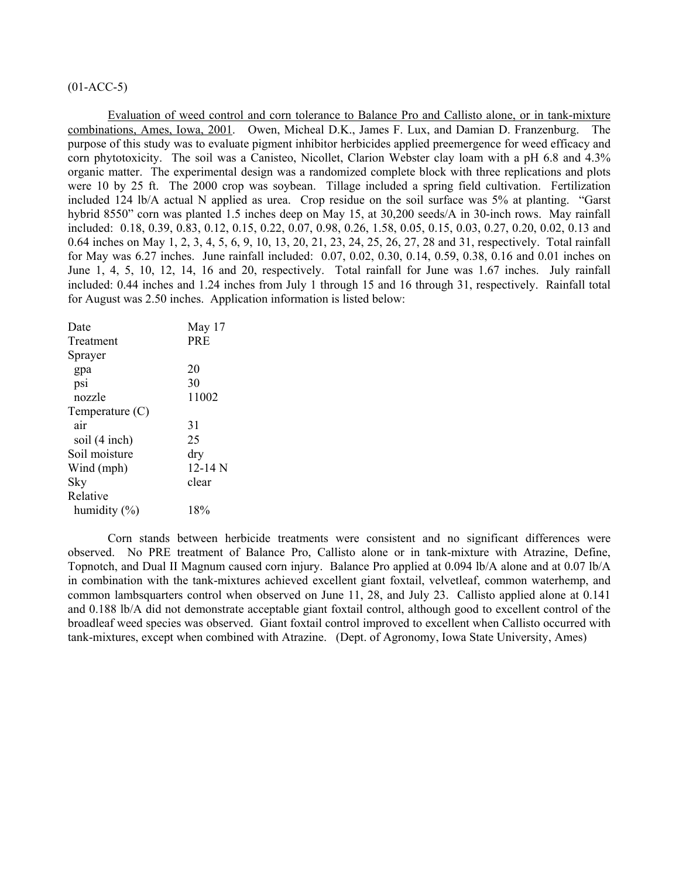(01-ACC-5)

Evaluation of weed control and corn tolerance to Balance Pro and Callisto alone, or in tank-mixture combinations, Ames, Iowa, 2001. Owen, Micheal D.K., James F. Lux, and Damian D. Franzenburg. The purpose of this study was to evaluate pigment inhibitor herbicides applied preemergence for weed efficacy and corn phytotoxicity. The soil was a Canisteo, Nicollet, Clarion Webster clay loam with a pH 6.8 and 4.3% organic matter. The experimental design was a randomized complete block with three replications and plots were 10 by 25 ft. The 2000 crop was soybean. Tillage included a spring field cultivation. Fertilization included 124 lb/A actual N applied as urea. Crop residue on the soil surface was 5% at planting. "Garst hybrid 8550" corn was planted 1.5 inches deep on May 15, at 30,200 seeds/A in 30-inch rows. May rainfall included: 0.18, 0.39, 0.83, 0.12, 0.15, 0.22, 0.07, 0.98, 0.26, 1.58, 0.05, 0.15, 0.03, 0.27, 0.20, 0.02, 0.13 and 0.64 inches on May 1, 2, 3, 4, 5, 6, 9, 10, 13, 20, 21, 23, 24, 25, 26, 27, 28 and 31, respectively. Total rainfall for May was 6.27 inches. June rainfall included: 0.07, 0.02, 0.30, 0.14, 0.59, 0.38, 0.16 and 0.01 inches on June 1, 4, 5, 10, 12, 14, 16 and 20, respectively. Total rainfall for June was 1.67 inches. July rainfall included: 0.44 inches and 1.24 inches from July 1 through 15 and 16 through 31, respectively. Rainfall total for August was 2.50 inches. Application information is listed below:

| | |
|---|---|
| Date | May 17 |
| Treatment | PRE |
| Sprayer | |
| gpa | 20 |
| psi | 30 |
| nozzle | 11002 |
| Temperature (C) | |
| air | 31 |
| soil (4 inch) | 25 |
| Soil moisture | dry |
| Wind (mph) | 12-14 N |
| Sky | clear |
| Relative humidity (%) | 18% |

Corn stands between herbicide treatments were consistent and no significant differences were observed. No PRE treatment of Balance Pro, Callisto alone or in tank-mixture with Atrazine, Define, Topnotch, and Dual II Magnum caused corn injury. Balance Pro applied at 0.094 lb/A alone and at 0.07 lb/A in combination with the tank-mixtures achieved excellent giant foxtail, velvetleaf, common waterhemp, and common lambsquarters control when observed on June 11, 28, and July 23. Callisto applied alone at 0.141 and 0.188 lb/A did not demonstrate acceptable giant foxtail control, although good to excellent control of the broadleaf weed species was observed. Giant foxtail control improved to excellent when Callisto occurred with tank-mixtures, except when combined with Atrazine. (Dept. of Agronomy, Iowa State University, Ames)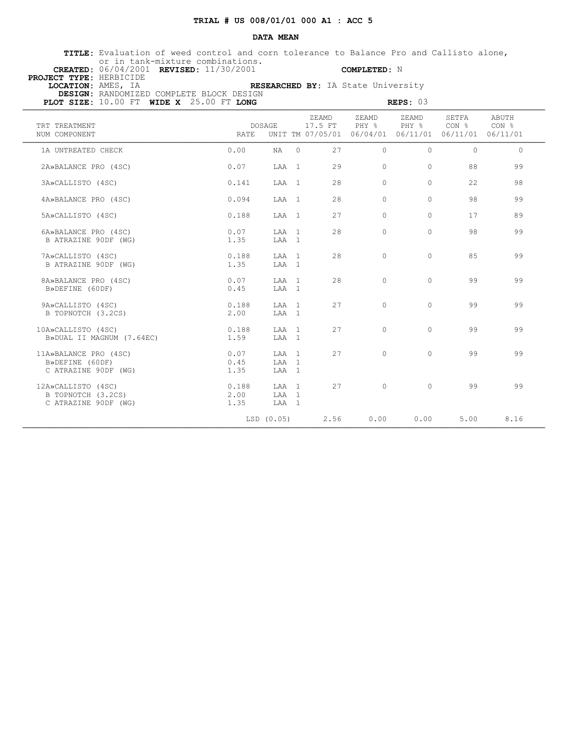**TRIAL # US 008/01/01 000 A1 : ACC 5**

**DATA MEAN**

**TITLE:** Evaluation of weed control and corn tolerance to Balance Pro and Callisto alone, or in tank-mixture combinations.
**CREATED:** 06/04/2001 **REVISED:** 11/30/2001 **COMPLETED:** N
**PROJECT TYPE:** HERBICIDE
**LOCATION:** AMES, IA **RESEARCHED BY:** IA State University
**DESIGN:** RANDOMIZED COMPLETE BLOCK DESIGN
**PLOT SIZE:** 10.00 FT **WIDE X** 25.00 FT **LONG** **REPS:** 03

| TRT NUM | TREATMENT COMPONENT | DOSAGE RATE | UNIT | TM | ZEAMD 17.5 FT 07/05/01 | ZEAMD PHY % 06/04/01 | ZEAMD PHY % 06/11/01 | SETFA CON % 06/11/01 | ABUTH CON % 06/11/01 |
|---|---|---|---|---|---|---|---|---|---|
| 1A | UNTREATED CHECK | 0.00 | NA | 0 | 27 | 0 | 0 | 0 | 0 |
| 2A | »BALANCE PRO (4SC) | 0.07 | LAA | 1 | 29 | 0 | 0 | 88 | 99 |
| 3A | »CALLISTO (4SC) | 0.141 | LAA | 1 | 28 | 0 | 0 | 22 | 98 |
| 4A | »BALANCE PRO (4SC) | 0.094 | LAA | 1 | 28 | 0 | 0 | 98 | 99 |
| 5A | »CALLISTO (4SC) | 0.188 | LAA | 1 | 27 | 0 | 0 | 17 | 89 |
| 6A | »BALANCE PRO (4SC) | 0.07 | LAA | 1 | 28 | 0 | 0 | 98 | 99 |
| B | ATRAZINE 90DF (WG) | 1.35 | LAA | 1 | | | | | |
| 7A | »CALLISTO (4SC) | 0.188 | LAA | 1 | 28 | 0 | 0 | 85 | 99 |
| B | ATRAZINE 90DF (WG) | 1.35 | LAA | 1 | | | | | |
| 8A | »BALANCE PRO (4SC) | 0.07 | LAA | 1 | 28 | 0 | 0 | 99 | 99 |
| B | »DEFINE (60DF) | 0.45 | LAA | 1 | | | | | |
| 9A | »CALLISTO (4SC) | 0.188 | LAA | 1 | 27 | 0 | 0 | 99 | 99 |
| B | TOPNOTCH (3.2CS) | 2.00 | LAA | 1 | | | | | |
| 10A | »CALLISTO (4SC) | 0.188 | LAA | 1 | 27 | 0 | 0 | 99 | 99 |
| B | »DUAL II MAGNUM (7.64EC) | 1.59 | LAA | 1 | | | | | |
| 11A | »BALANCE PRO (4SC) | 0.07 | LAA | 1 | 27 | 0 | 0 | 99 | 99 |
| B | »DEFINE (60DF) | 0.45 | LAA | 1 | | | | | |
| C | ATRAZINE 90DF (WG) | 1.35 | LAA | 1 | | | | | |
| 12A | »CALLISTO (4SC) | 0.188 | LAA | 1 | 27 | 0 | 0 | 99 | 99 |
| B | TOPNOTCH (3.2CS) | 2.00 | LAA | 1 | | | | | |
| C | ATRAZINE 90DF (WG) | 1.35 | LAA | 1 | | | | | |
| | | LSD (0.05) | | | 2.56 | 0.00 | 0.00 | 5.00 | 8.16 |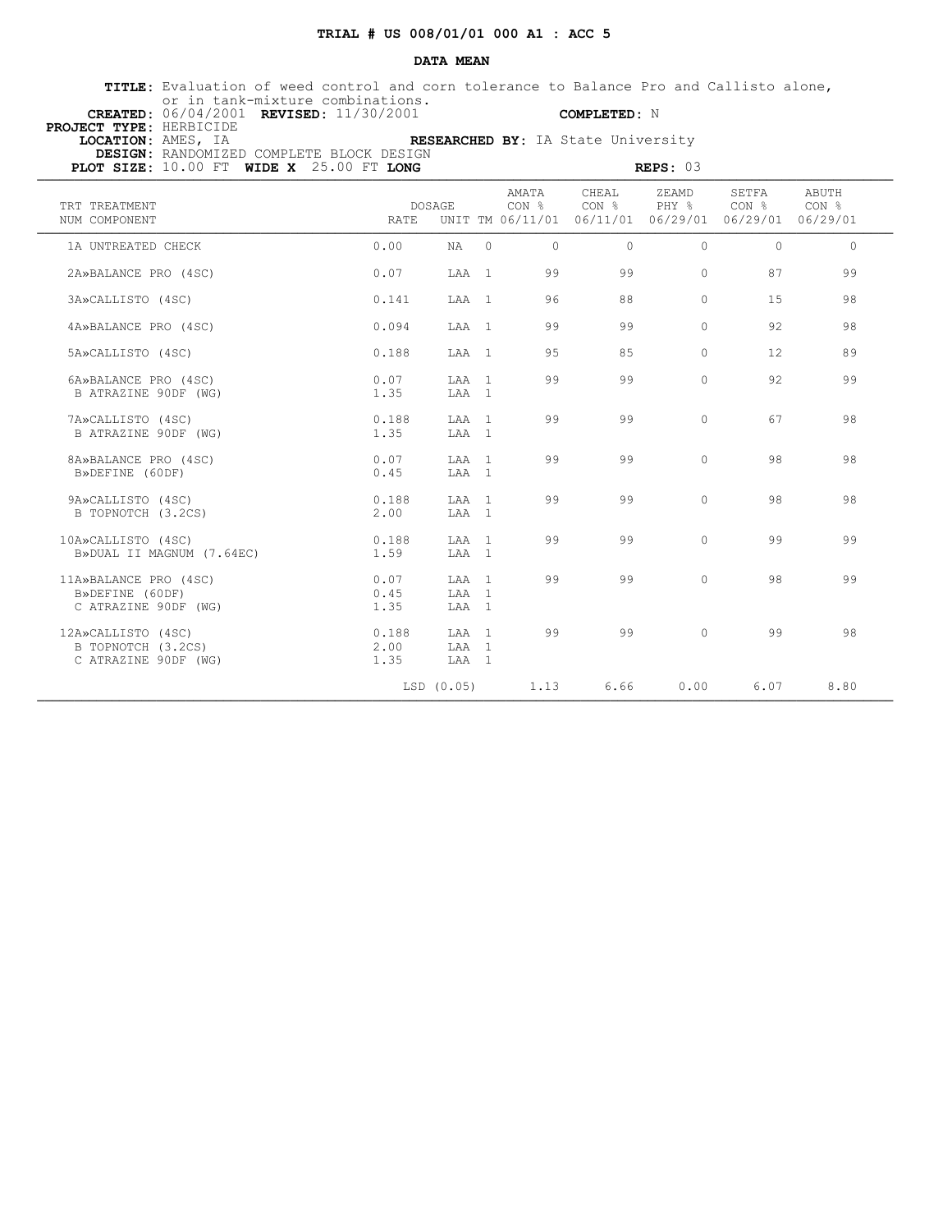**TRIAL # US 008/01/01 000 A1 : ACC 5**

**DATA MEAN**

**TITLE:** Evaluation of weed control and corn tolerance to Balance Pro and Callisto alone, or in tank-mixture combinations.
**CREATED:** 06/04/2001 **REVISED:** 11/30/2001 **COMPLETED:** N
**PROJECT TYPE:** HERBICIDE
**LOCATION:** AMES, IA **RESEARCHED BY:** IA State University
**DESIGN:** RANDOMIZED COMPLETE BLOCK DESIGN
**PLOT SIZE:** 10.00 FT **WIDE X** 25.00 FT **LONG** **REPS:** 03

| TRT NUM | TREATMENT COMPONENT | DOSAGE RATE | UNIT | TM | AMATA CON % 06/11/01 | CHEAL CON % 06/11/01 | ZEAMD PHY % 06/29/01 | SETFA CON % 06/29/01 | ABUTH CON % 06/29/01 |
|---|---|---|---|---|---|---|---|---|---|
| 1A | UNTREATED CHECK | 0.00 | NA | 0 | 0 | 0 | 0 | 0 | 0 |
| 2A | »BALANCE PRO (4SC) | 0.07 | LAA | 1 | 99 | 99 | 0 | 87 | 99 |
| 3A | »CALLISTO (4SC) | 0.141 | LAA | 1 | 96 | 88 | 0 | 15 | 98 |
| 4A | »BALANCE PRO (4SC) | 0.094 | LAA | 1 | 99 | 99 | 0 | 92 | 98 |
| 5A | »CALLISTO (4SC) | 0.188 | LAA | 1 | 95 | 85 | 0 | 12 | 89 |
| 6A | »BALANCE PRO (4SC) | 0.07 | LAA | 1 | 99 | 99 | 0 | 92 | 99 |
| B | ATRAZINE 90DF (WG) | 1.35 | LAA | 1 | | | | | |
| 7A | »CALLISTO (4SC) | 0.188 | LAA | 1 | 99 | 99 | 0 | 67 | 98 |
| B | ATRAZINE 90DF (WG) | 1.35 | LAA | 1 | | | | | |
| 8A | »BALANCE PRO (4SC) | 0.07 | LAA | 1 | 99 | 99 | 0 | 98 | 98 |
| B | »DEFINE (60DF) | 0.45 | LAA | 1 | | | | | |
| 9A | »CALLISTO (4SC) | 0.188 | LAA | 1 | 99 | 99 | 0 | 98 | 98 |
| B | TOPNOTCH (3.2CS) | 2.00 | LAA | 1 | | | | | |
| 10A | »CALLISTO (4SC) | 0.188 | LAA | 1 | 99 | 99 | 0 | 99 | 99 |
| B | »DUAL II MAGNUM (7.64EC) | 1.59 | LAA | 1 | | | | | |
| 11A | »BALANCE PRO (4SC) | 0.07 | LAA | 1 | 99 | 99 | 0 | 98 | 99 |
| B | »DEFINE (60DF) | 0.45 | LAA | 1 | | | | | |
| C | ATRAZINE 90DF (WG) | 1.35 | LAA | 1 | | | | | |
| 12A | »CALLISTO (4SC) | 0.188 | LAA | 1 | 99 | 99 | 0 | 99 | 98 |
| B | TOPNOTCH (3.2CS) | 2.00 | LAA | 1 | | | | | |
| C | ATRAZINE 90DF (WG) | 1.35 | LAA | 1 | | | | | |
| | | LSD (0.05) | | | 1.13 | 6.66 | 0.00 | 6.07 | 8.80 |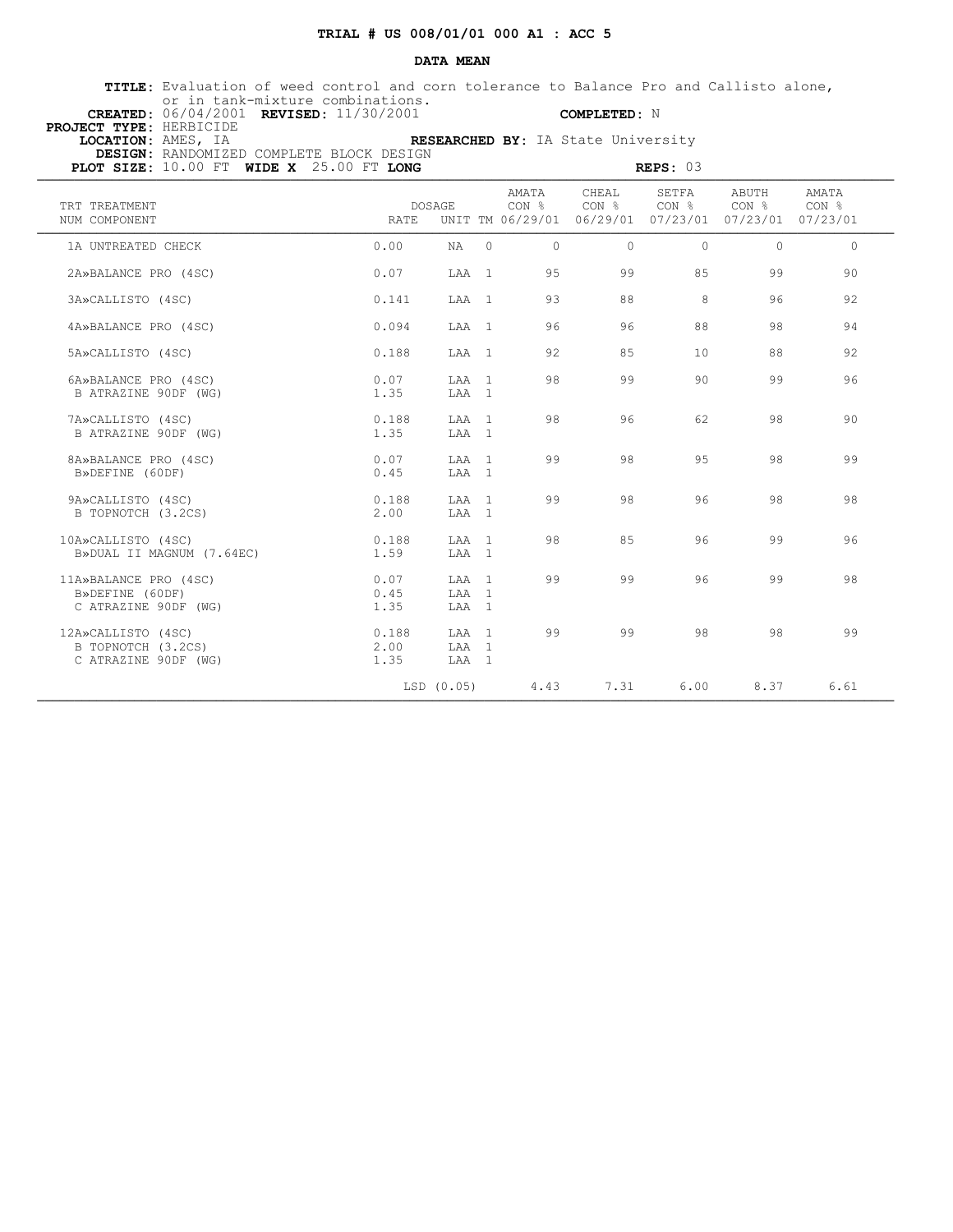**TRIAL # US 008/01/01 000 A1 : ACC 5**

**DATA MEAN**

**TITLE:** Evaluation of weed control and corn tolerance to Balance Pro and Callisto alone, or in tank-mixture combinations.
**CREATED:** 06/04/2001 **REVISED:** 11/30/2001 **COMPLETED:** N
**PROJECT TYPE:** HERBICIDE
**LOCATION:** AMES, IA **RESEARCHED BY:** IA State University
**DESIGN:** RANDOMIZED COMPLETE BLOCK DESIGN
**PLOT SIZE:** 10.00 FT **WIDE X** 25.00 FT **LONG** **REPS:** 03

| TRT NUM | TREATMENT COMPONENT | DOSAGE RATE | UNIT | TM | AMATA CON % 06/29/01 | CHEAL CON % 06/29/01 | SETFA CON % 07/23/01 | ABUTH CON % 07/23/01 | AMATA CON % 07/23/01 |
|---|---|---|---|---|---|---|---|---|---|
| 1A | UNTREATED CHECK | 0.00 | NA | 0 | 0 | 0 | 0 | 0 | 0 |
| 2A» | BALANCE PRO (4SC) | 0.07 | LAA | 1 | 95 | 99 | 85 | 99 | 90 |
| 3A» | CALLISTO (4SC) | 0.141 | LAA | 1 | 93 | 88 | 8 | 96 | 92 |
| 4A» | BALANCE PRO (4SC) | 0.094 | LAA | 1 | 96 | 96 | 88 | 98 | 94 |
| 5A» | CALLISTO (4SC) | 0.188 | LAA | 1 | 92 | 85 | 10 | 88 | 92 |
| 6A» | BALANCE PRO (4SC) | 0.07 | LAA | 1 | 98 | 99 | 90 | 99 | 96 |
| B | ATRAZINE 90DF (WG) | 1.35 | LAA | 1 | | | | | |
| 7A» | CALLISTO (4SC) | 0.188 | LAA | 1 | 98 | 96 | 62 | 98 | 90 |
| B | ATRAZINE 90DF (WG) | 1.35 | LAA | 1 | | | | | |
| 8A» | BALANCE PRO (4SC) | 0.07 | LAA | 1 | 99 | 98 | 95 | 98 | 99 |
| B» | DEFINE (60DF) | 0.45 | LAA | 1 | | | | | |
| 9A» | CALLISTO (4SC) | 0.188 | LAA | 1 | 99 | 98 | 96 | 98 | 98 |
| B | TOPNOTCH (3.2CS) | 2.00 | LAA | 1 | | | | | |
| 10A» | CALLISTO (4SC) | 0.188 | LAA | 1 | 98 | 85 | 96 | 99 | 96 |
| B» | DUAL II MAGNUM (7.64EC) | 1.59 | LAA | 1 | | | | | |
| 11A» | BALANCE PRO (4SC) | 0.07 | LAA | 1 | 99 | 99 | 96 | 99 | 98 |
| B» | DEFINE (60DF) | 0.45 | LAA | 1 | | | | | |
| C | ATRAZINE 90DF (WG) | 1.35 | LAA | 1 | | | | | |
| 12A» | CALLISTO (4SC) | 0.188 | LAA | 1 | 99 | 99 | 98 | 98 | 99 |
| B | TOPNOTCH (3.2CS) | 2.00 | LAA | 1 | | | | | |
| C | ATRAZINE 90DF (WG) | 1.35 | LAA | 1 | | | | | |
| | | LSD (0.05) | | | 4.43 | 7.31 | 6.00 | 8.37 | 6.61 |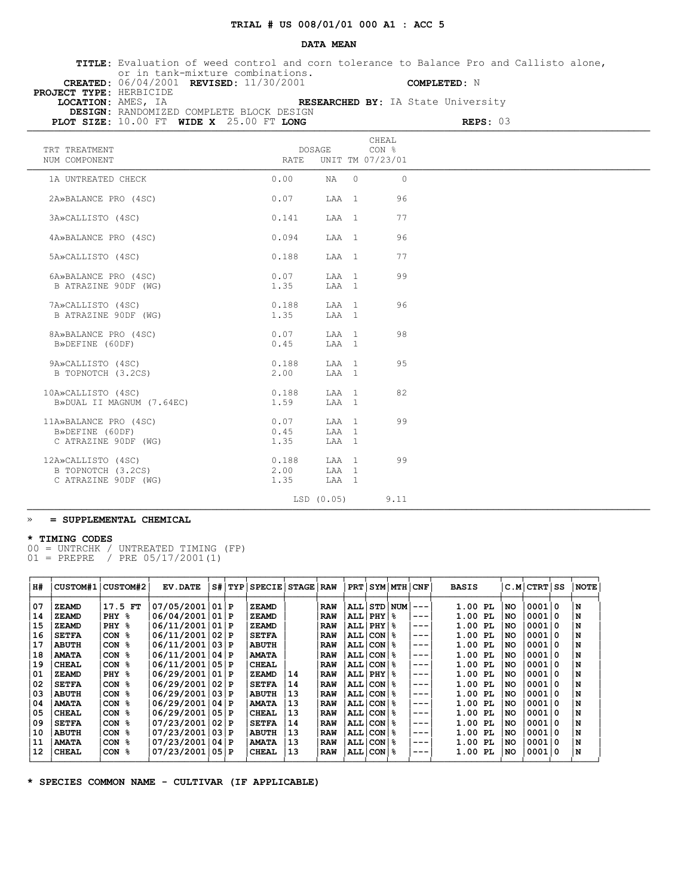# TRIAL # US 008/01/01 000 A1 : ACC 5

## DATA MEAN

**TITLE:** Evaluation of weed control and corn tolerance to Balance Pro and Callisto alone, or in tank-mixture combinations.
**CREATED:** 06/04/2001 **REVISED:** 11/30/2001 **COMPLETED:** N
**PROJECT TYPE:** HERBICIDE
**LOCATION:** AMES, IA **RESEARCHED BY:** IA State University
**DESIGN:** RANDOMIZED COMPLETE BLOCK DESIGN
**PLOT SIZE:** 10.00 FT **WIDE X** 25.00 FT **LONG** **REPS:** 03

| TRT NUM | TREATMENT COMPONENT | DOSAGE RATE | UNIT | TM | CHEAL CON % 07/23/01 |
|---|---|---|---|---|---|
| 1A | UNTREATED CHECK | 0.00 | NA | 0 | 0 |
| 2A» | BALANCE PRO (4SC) | 0.07 | LAA | 1 | 96 |
| 3A» | CALLISTO (4SC) | 0.141 | LAA | 1 | 77 |
| 4A» | BALANCE PRO (4SC) | 0.094 | LAA | 1 | 96 |
| 5A» | CALLISTO (4SC) | 0.188 | LAA | 1 | 77 |
| 6A» | BALANCE PRO (4SC) | 0.07 | LAA | 1 | 99 |
| B | ATRAZINE 90DF (WG) | 1.35 | LAA | 1 | |
| 7A» | CALLISTO (4SC) | 0.188 | LAA | 1 | 96 |
| B | ATRAZINE 90DF (WG) | 1.35 | LAA | 1 | |
| 8A» | BALANCE PRO (4SC) | 0.07 | LAA | 1 | 98 |
| B» | DEFINE (60DF) | 0.45 | LAA | 1 | |
| 9A» | CALLISTO (4SC) | 0.188 | LAA | 1 | 95 |
| B | TOPNOTCH (3.2CS) | 2.00 | LAA | 1 | |
| 10A» | CALLISTO (4SC) | 0.188 | LAA | 1 | 82 |
| B» | DUAL II MAGNUM (7.64EC) | 1.59 | LAA | 1 | |
| 11A» | BALANCE PRO (4SC) | 0.07 | LAA | 1 | 99 |
| B» | DEFINE (60DF) | 0.45 | LAA | 1 | |
| C | ATRAZINE 90DF (WG) | 1.35 | LAA | 1 | |
| 12A» | CALLISTO (4SC) | 0.188 | LAA | 1 | 99 |
| B | TOPNOTCH (3.2CS) | 2.00 | LAA | 1 | |
| C | ATRAZINE 90DF (WG) | 1.35 | LAA | 1 | |
| | | | LSD (0.05) | | 9.11 |

» **= SUPPLEMENTAL CHEMICAL**

**\* TIMING CODES**
00 = UNTRCHK / UNTREATED TIMING (FP)
01 = PREPRE / PRE 05/17/2001(1)

| H# | CUSTOM#1 | CUSTOM#2 | EV.DATE | S# | TYP | SPECIE | STAGE | RAW | PRT | SYM | MTH | CNF | BASIS | C.M | CTRT | SS | NOTE |
|---|---|---|---|---|---|---|---|---|---|---|---|---|---|---|---|---|---|
| 07 | ZEAMD | 17.5 FT | 07/05/2001 | 01 | P | ZEAMD | | RAW | ALL | STD | NUM | --- | 1.00 PL | NO | 0001 | 0 | N |
| 14 | ZEAMD | PHY % | 06/04/2001 | 01 | P | ZEAMD | | RAW | ALL | PHY | % | --- | 1.00 PL | NO | 0001 | 0 | N |
| 15 | ZEAMD | PHY % | 06/11/2001 | 01 | P | ZEAMD | | RAW | ALL | PHY | % | --- | 1.00 PL | NO | 0001 | 0 | N |
| 16 | SETFA | CON % | 06/11/2001 | 02 | P | SETFA | | RAW | ALL | CON | % | --- | 1.00 PL | NO | 0001 | 0 | N |
| 17 | ABUTH | CON % | 06/11/2001 | 03 | P | ABUTH | | RAW | ALL | CON | % | --- | 1.00 PL | NO | 0001 | 0 | N |
| 18 | AMATA | CON % | 06/11/2001 | 04 | P | AMATA | | RAW | ALL | CON | % | --- | 1.00 PL | NO | 0001 | 0 | N |
| 19 | CHEAL | CON % | 06/11/2001 | 05 | P | CHEAL | | RAW | ALL | CON | % | --- | 1.00 PL | NO | 0001 | 0 | N |
| 01 | ZEAMD | PHY % | 06/29/2001 | 01 | P | ZEAMD | 14 | RAW | ALL | PHY | % | --- | 1.00 PL | NO | 0001 | 0 | N |
| 02 | SETFA | CON % | 06/29/2001 | 02 | P | SETFA | 14 | RAW | ALL | CON | % | --- | 1.00 PL | NO | 0001 | 0 | N |
| 03 | ABUTH | CON % | 06/29/2001 | 03 | P | ABUTH | 13 | RAW | ALL | CON | % | --- | 1.00 PL | NO | 0001 | 0 | N |
| 04 | AMATA | CON % | 06/29/2001 | 04 | P | AMATA | 13 | RAW | ALL | CON | % | --- | 1.00 PL | NO | 0001 | 0 | N |
| 05 | CHEAL | CON % | 06/29/2001 | 05 | P | CHEAL | 13 | RAW | ALL | CON | % | --- | 1.00 PL | NO | 0001 | 0 | N |
| 09 | SETFA | CON % | 07/23/2001 | 02 | P | SETFA | 14 | RAW | ALL | CON | % | --- | 1.00 PL | NO | 0001 | 0 | N |
| 10 | ABUTH | CON % | 07/23/2001 | 03 | P | ABUTH | 13 | RAW | ALL | CON | % | --- | 1.00 PL | NO | 0001 | 0 | N |
| 11 | AMATA | CON % | 07/23/2001 | 04 | P | AMATA | 13 | RAW | ALL | CON | % | --- | 1.00 PL | NO | 0001 | 0 | N |
| 12 | CHEAL | CON % | 07/23/2001 | 05 | P | CHEAL | 13 | RAW | ALL | CON | % | --- | 1.00 PL | NO | 0001 | 0 | N |

**\* SPECIES COMMON NAME - CULTIVAR (IF APPLICABLE)**